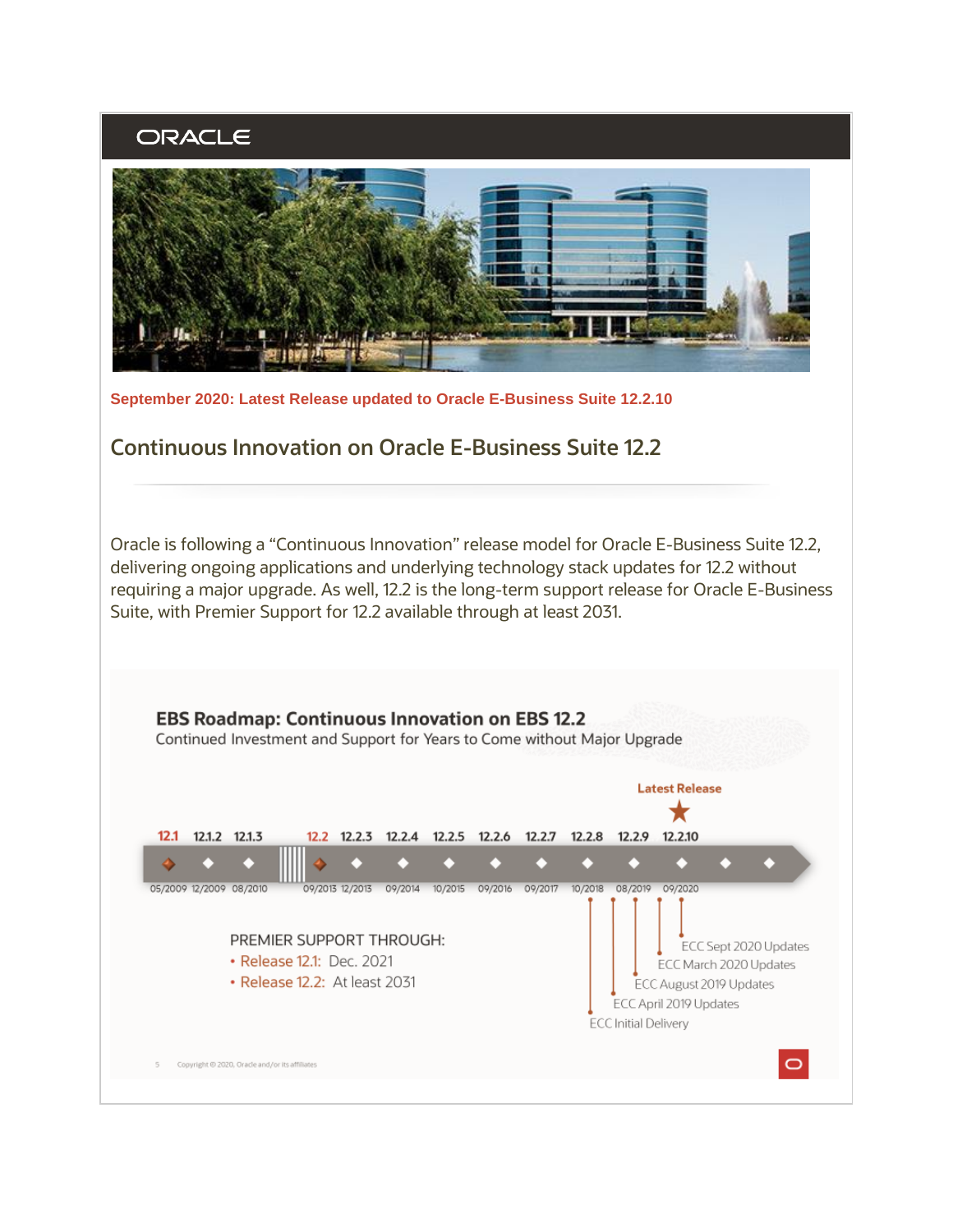ORACLE

**September 2020: Latest Release updated to Oracle E-Business Suite 12.2.10**

## Continuous Innovation on Oracle E-Business Suite 12.2

Oracle is following a "Continuous Innovation" release model for Oracle E-Business Suite 12.2, delivering ongoing applications and underlying technology stack updates for 12.2 without requiring a major upgrade. As well, 12.2 is the long-term support release for Oracle E-Business Suite, with Premier Support for 12.2 available through at least 2031.

### EBS Roadmap: Continuous Innovation on EBS 12.2

Continued Investment and Support for Years to Come without Major Upgrade

Latest Release: 12.2.10

| Release | 12.1 | 12.1.2 | 12.1.3 | 12.2 | 12.2.3 | 12.2.4 | 12.2.5 | 12.2.6 | 12.2.7 | 12.2.8 | 12.2.9 | 12.2.10 |
|---|---|---|---|---|---|---|---|---|---|---|---|---|
| Date | 05/2009 | 12/2009 | 08/2010 | 09/2013 | 12/2013 | 09/2014 | 10/2015 | 09/2016 | 09/2017 | 10/2018 | 08/2019 | 09/2020 |

- ECC Initial Delivery
- ECC April 2019 Updates
- ECC August 2019 Updates
- ECC March 2020 Updates
- ECC Sept 2020 Updates

PREMIER SUPPORT THROUGH:

- Release 12.1: Dec. 2021
- Release 12.2: At least 2031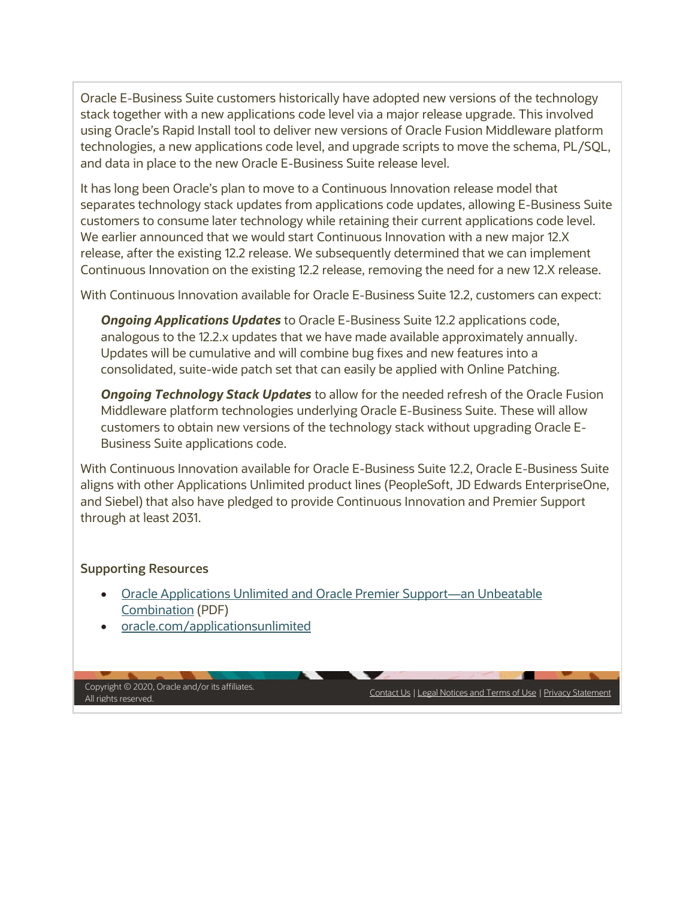Oracle E-Business Suite customers historically have adopted new versions of the technology stack together with a new applications code level via a major release upgrade. This involved using Oracle's Rapid Install tool to deliver new versions of Oracle Fusion Middleware platform technologies, a new applications code level, and upgrade scripts to move the schema, PL/SQL, and data in place to the new Oracle E-Business Suite release level.

It has long been Oracle's plan to move to a Continuous Innovation release model that separates technology stack updates from applications code updates, allowing E-Business Suite customers to consume later technology while retaining their current applications code level. We earlier announced that we would start Continuous Innovation with a new major 12.X release, after the existing 12.2 release. We subsequently determined that we can implement Continuous Innovation on the existing 12.2 release, removing the need for a new 12.X release.

With Continuous Innovation available for Oracle E-Business Suite 12.2, customers can expect:

> ***Ongoing Applications Updates*** to Oracle E-Business Suite 12.2 applications code, analogous to the 12.2.x updates that we have made available approximately annually. Updates will be cumulative and will combine bug fixes and new features into a consolidated, suite-wide patch set that can easily be applied with Online Patching.
>
> ***Ongoing Technology Stack Updates*** to allow for the needed refresh of the Oracle Fusion Middleware platform technologies underlying Oracle E-Business Suite. These will allow customers to obtain new versions of the technology stack without upgrading Oracle E-Business Suite applications code.

With Continuous Innovation available for Oracle E-Business Suite 12.2, Oracle E-Business Suite aligns with other Applications Unlimited product lines (PeopleSoft, JD Edwards EnterpriseOne, and Siebel) that also have pledged to provide Continuous Innovation and Premier Support through at least 2031.

### Supporting Resources

- Oracle Applications Unlimited and Oracle Premier Support—an Unbeatable Combination (PDF)
- oracle.com/applicationsunlimited

Copyright © 2020, Oracle and/or its affiliates.
All rights reserved.

Contact Us | Legal Notices and Terms of Use | Privacy Statement